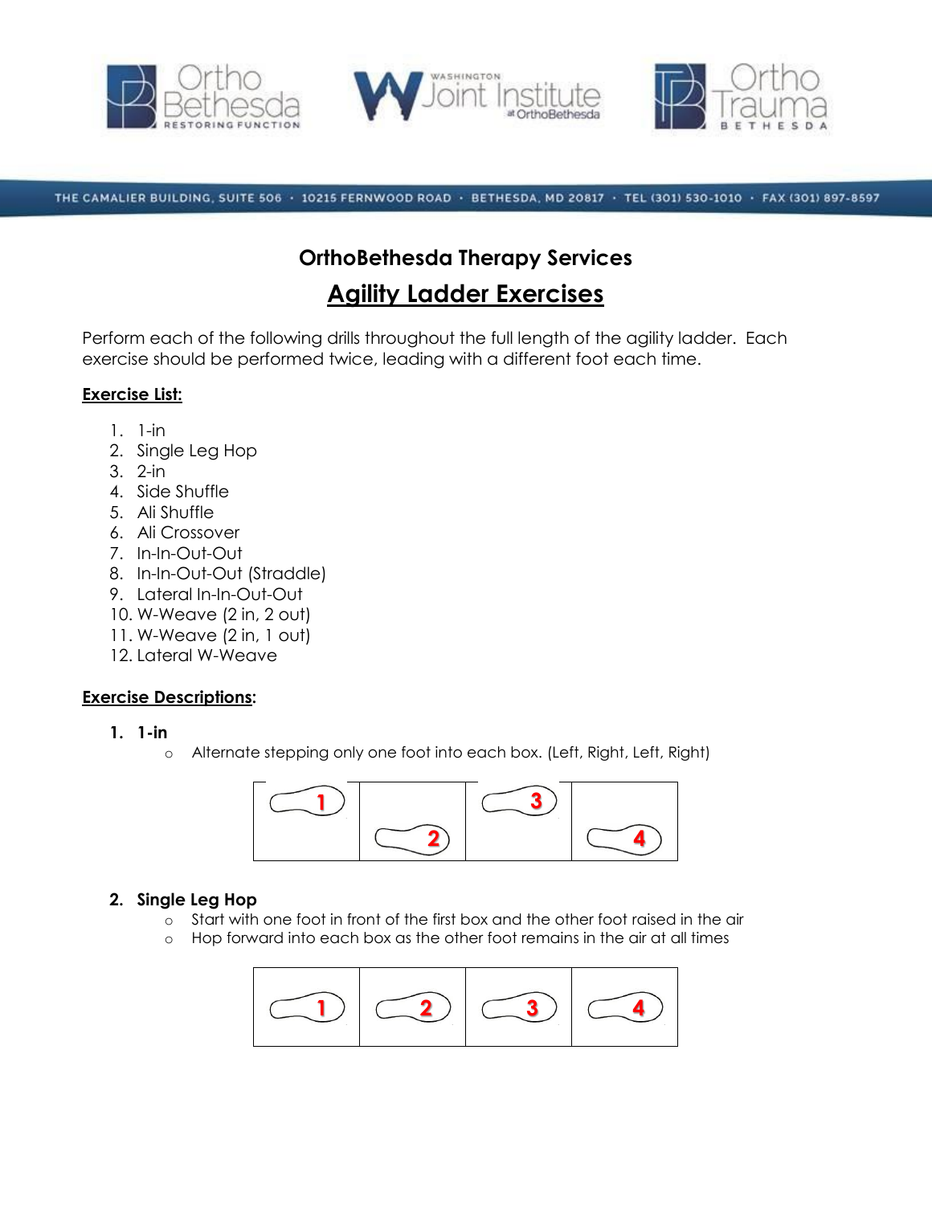THE CAMALIER BUILDING, SUITE 506 · 10215 FERNWOOD ROAD · BETHESDA, MD 20817 · TEL (301) 530-1010 · FAX (301) 897-8597

## OrthoBethesda Therapy Services

# Agility Ladder Exercises

Perform each of the following drills throughout the full length of the agility ladder. Each exercise should be performed twice, leading with a different foot each time.

**Exercise List:**

1. 1-in
2. Single Leg Hop
3. 2-in
4. Side Shuffle
5. Ali Shuffle
6. Ali Crossover
7. In-In-Out-Out
8. In-In-Out-Out (Straddle)
9. Lateral In-In-Out-Out
10. W-Weave (2 in, 2 out)
11. W-Weave (2 in, 1 out)
12. Lateral W-Weave

**Exercise Descriptions:**

1. **1-in**
   - Alternate stepping only one foot into each box. (Left, Right, Left, Right)

2. **Single Leg Hop**
   - Start with one foot in front of the first box and the other foot raised in the air
   - Hop forward into each box as the other foot remains in the air at all times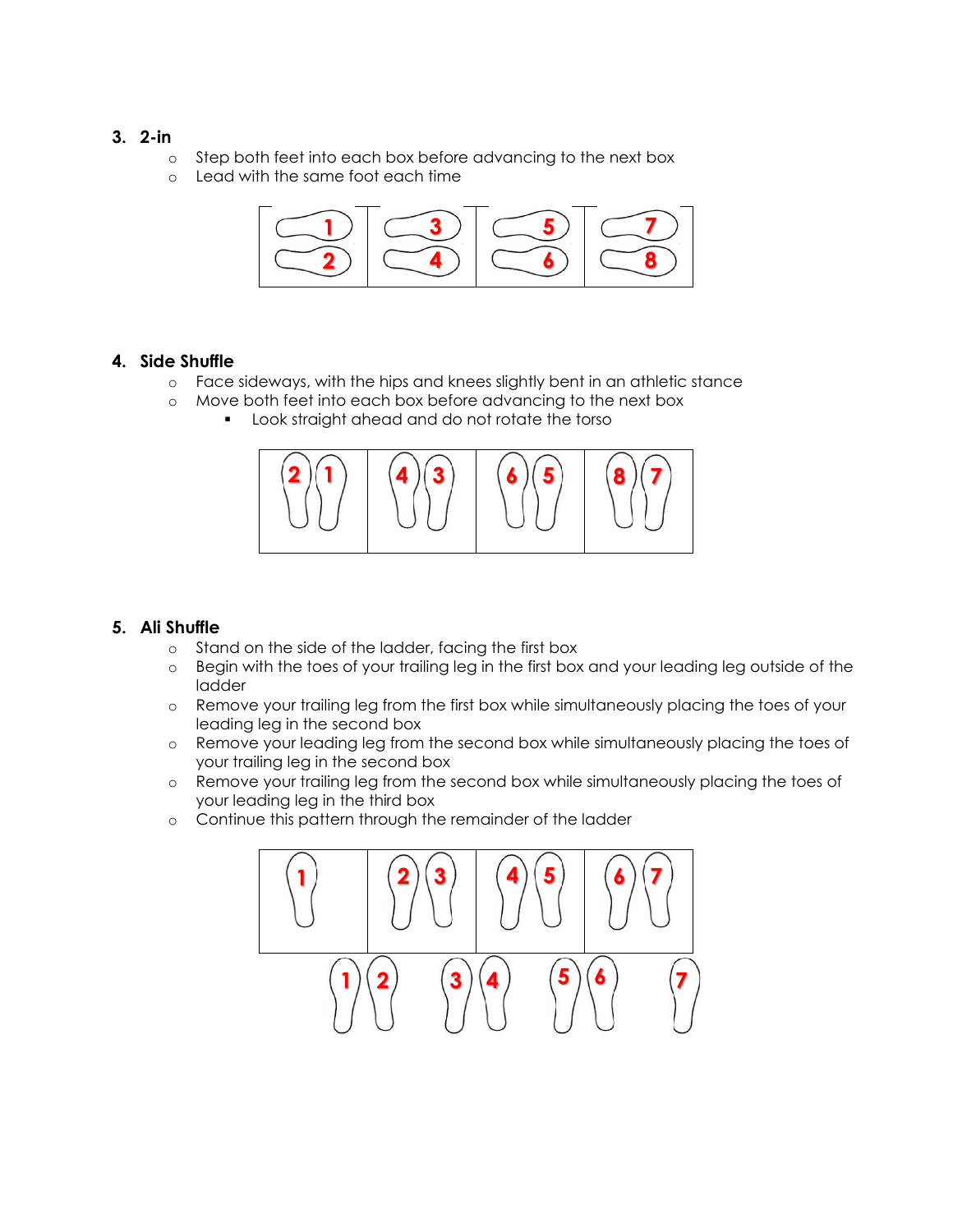3. **2-in**
    - Step both feet into each box before advancing to the next box
    - Lead with the same foot each time

4. **Side Shuffle**
    - Face sideways, with the hips and knees slightly bent in an athletic stance
    - Move both feet into each box before advancing to the next box
        - Look straight ahead and do not rotate the torso

5. **Ali Shuffle**
    - Stand on the side of the ladder, facing the first box
    - Begin with the toes of your trailing leg in the first box and your leading leg outside of the ladder
    - Remove your trailing leg from the first box while simultaneously placing the toes of your leading leg in the second box
    - Remove your leading leg from the second box while simultaneously placing the toes of your trailing leg in the second box
    - Remove your trailing leg from the second box while simultaneously placing the toes of your leading leg in the third box
    - Continue this pattern through the remainder of the ladder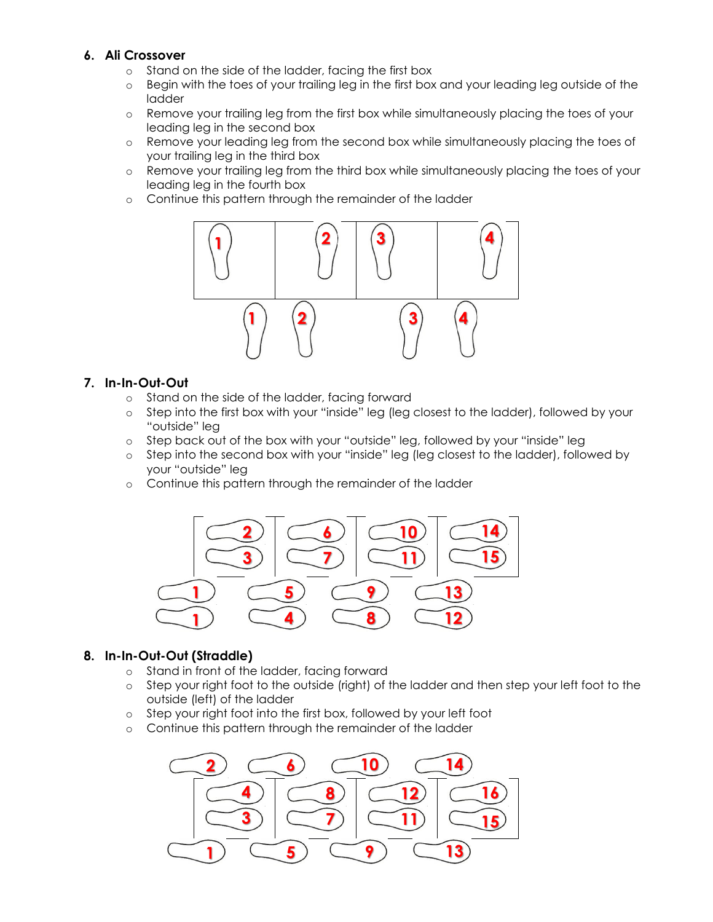6. **Ali Crossover**
   - Stand on the side of the ladder, facing the first box
   - Begin with the toes of your trailing leg in the first box and your leading leg outside of the ladder
   - Remove your trailing leg from the first box while simultaneously placing the toes of your leading leg in the second box
   - Remove your leading leg from the second box while simultaneously placing the toes of your trailing leg in the third box
   - Remove your trailing leg from the third box while simultaneously placing the toes of your leading leg in the fourth box
   - Continue this pattern through the remainder of the ladder

7. **In-In-Out-Out**
   - Stand on the side of the ladder, facing forward
   - Step into the first box with your "inside" leg (leg closest to the ladder), followed by your "outside" leg
   - Step back out of the box with your "outside" leg, followed by your "inside" leg
   - Step into the second box with your "inside" leg (leg closest to the ladder), followed by your "outside" leg
   - Continue this pattern through the remainder of the ladder

8. **In-In-Out-Out (Straddle)**
   - Stand in front of the ladder, facing forward
   - Step your right foot to the outside (right) of the ladder and then step your left foot to the outside (left) of the ladder
   - Step your right foot into the first box, followed by your left foot
   - Continue this pattern through the remainder of the ladder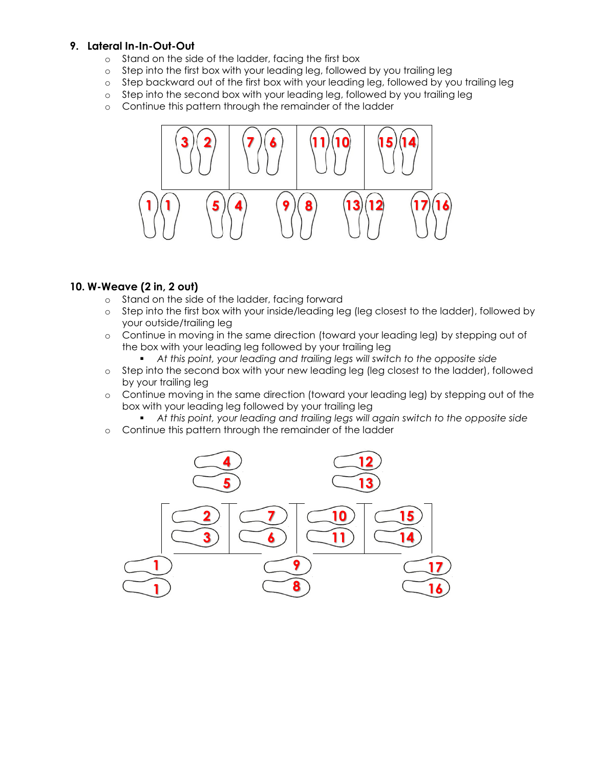**9. Lateral In-In-Out-Out**

- Stand on the side of the ladder, facing the first box
- Step into the first box with your leading leg, followed by you trailing leg
- Step backward out of the first box with your leading leg, followed by you trailing leg
- Step into the second box with your leading leg, followed by you trailing leg
- Continue this pattern through the remainder of the ladder

**10. W-Weave (2 in, 2 out)**

- Stand on the side of the ladder, facing forward
- Step into the first box with your inside/leading leg (leg closest to the ladder), followed by your outside/trailing leg
- Continue in moving in the same direction (toward your leading leg) by stepping out of the box with your leading leg followed by your trailing leg
  - *At this point, your leading and trailing legs will switch to the opposite side*
- Step into the second box with your new leading leg (leg closest to the ladder), followed by your trailing leg
- Continue moving in the same direction (toward your leading leg) by stepping out of the box with your leading leg followed by your trailing leg
  - *At this point, your leading and trailing legs will again switch to the opposite side*
- Continue this pattern through the remainder of the ladder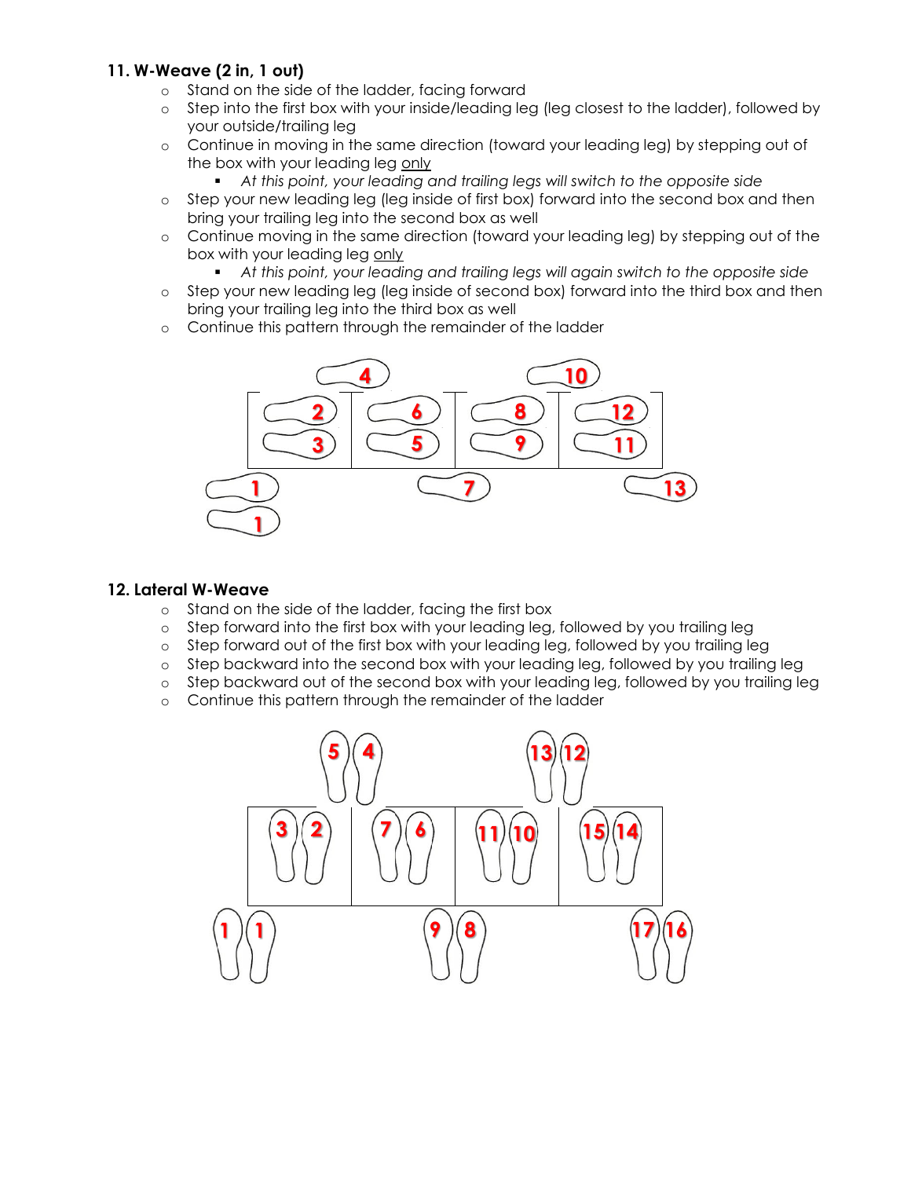### 11. W-Weave (2 in, 1 out)

- Stand on the side of the ladder, facing forward
- Step into the first box with your inside/leading leg (leg closest to the ladder), followed by your outside/trailing leg
- Continue in moving in the same direction (toward your leading leg) by stepping out of the box with your leading leg <u>only</u>
  - *At this point, your leading and trailing legs will switch to the opposite side*
- Step your new leading leg (leg inside of first box) forward into the second box and then bring your trailing leg into the second box as well
- Continue moving in the same direction (toward your leading leg) by stepping out of the box with your leading leg <u>only</u>
  - *At this point, your leading and trailing legs will again switch to the opposite side*
- Step your new leading leg (leg inside of second box) forward into the third box and then bring your trailing leg into the third box as well
- Continue this pattern through the remainder of the ladder

4 10
2 6 8 12
3 5 9 11
1 7 13
1

### 12. Lateral W-Weave

- Stand on the side of the ladder, facing the first box
- Step forward into the first box with your leading leg, followed by you trailing leg
- Step forward out of the first box with your leading leg, followed by you trailing leg
- Step backward into the second box with your leading leg, followed by you trailing leg
- Step backward out of the second box with your leading leg, followed by you trailing leg
- Continue this pattern through the remainder of the ladder

5 4 13 12
3 2 7 6 11 10 15 14
1 1 9 8 17 16